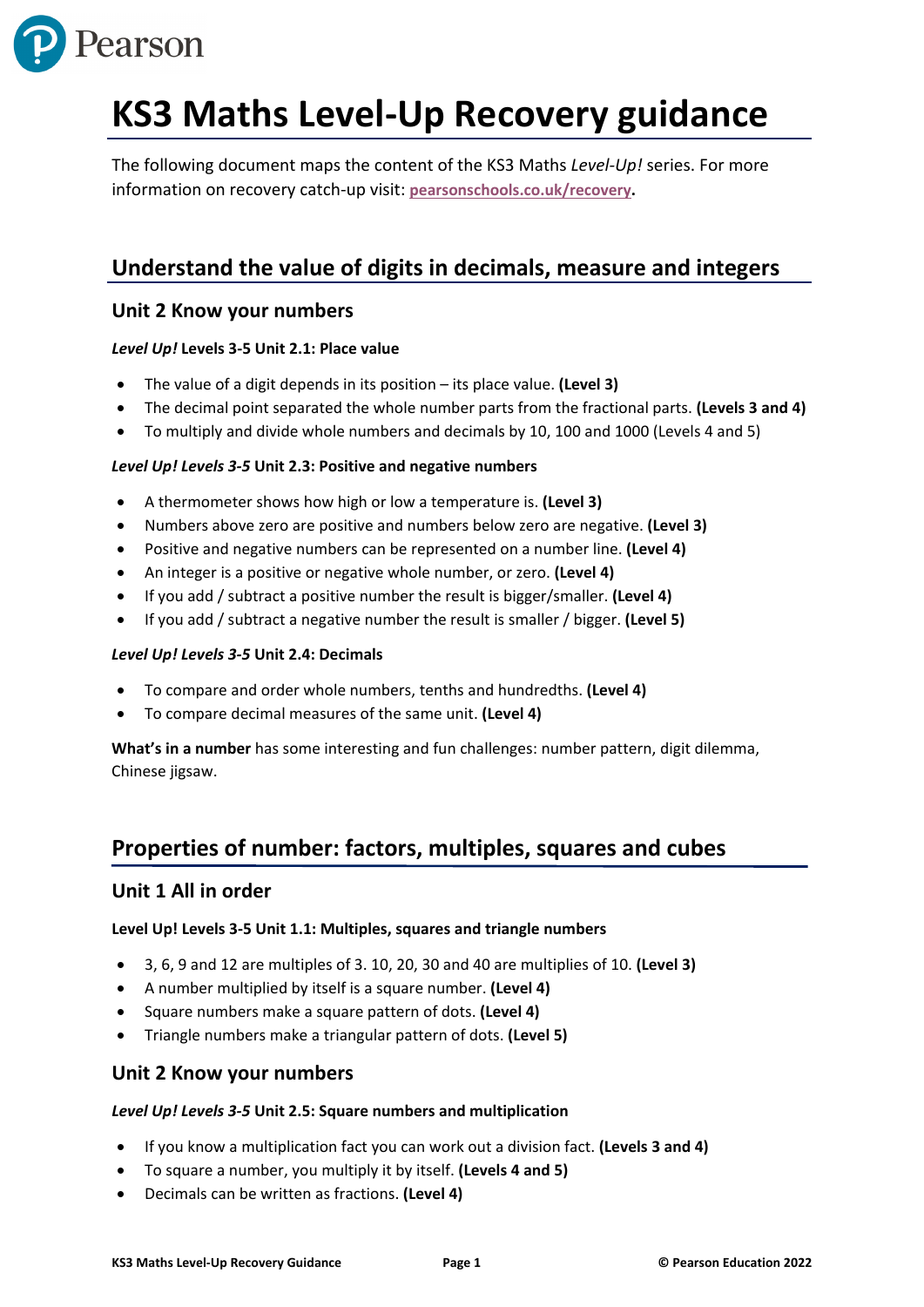# KS3 Maths Level-Up Recovery guidance

The following document maps the content of the KS3 Maths *Level-Up!* series. For more information on recovery catch-up visit: **pearsonschools.co.uk/recovery.**

## Understand the value of digits in decimals, measure and integers

### Unit 2 Know your numbers

***Level Up!* Levels 3-5 Unit 2.1: Place value**

- The value of a digit depends in its position – its place value. **(Level 3)**
- The decimal point separated the whole number parts from the fractional parts. **(Levels 3 and 4)**
- To multiply and divide whole numbers and decimals by 10, 100 and 1000 (Levels 4 and 5)

***Level Up! Levels 3-5* Unit 2.3: Positive and negative numbers**

- A thermometer shows how high or low a temperature is. **(Level 3)**
- Numbers above zero are positive and numbers below zero are negative. **(Level 3)**
- Positive and negative numbers can be represented on a number line. **(Level 4)**
- An integer is a positive or negative whole number, or zero. **(Level 4)**
- If you add / subtract a positive number the result is bigger/smaller. **(Level 4)**
- If you add / subtract a negative number the result is smaller / bigger. **(Level 5)**

***Level Up! Levels 3-5* Unit 2.4: Decimals**

- To compare and order whole numbers, tenths and hundredths. **(Level 4)**
- To compare decimal measures of the same unit. **(Level 4)**

**What's in a number** has some interesting and fun challenges: number pattern, digit dilemma, Chinese jigsaw.

## Properties of number: factors, multiples, squares and cubes

### Unit 1 All in order

**Level Up! Levels 3-5 Unit 1.1: Multiples, squares and triangle numbers**

- 3, 6, 9 and 12 are multiples of 3. 10, 20, 30 and 40 are multiples of 10. **(Level 3)**
- A number multiplied by itself is a square number. **(Level 4)**
- Square numbers make a square pattern of dots. **(Level 4)**
- Triangle numbers make a triangular pattern of dots. **(Level 5)**

### Unit 2 Know your numbers

***Level Up! Levels 3-5* Unit 2.5: Square numbers and multiplication**

- If you know a multiplication fact you can work out a division fact. **(Levels 3 and 4)**
- To square a number, you multiply it by itself. **(Levels 4 and 5)**
- Decimals can be written as fractions. **(Level 4)**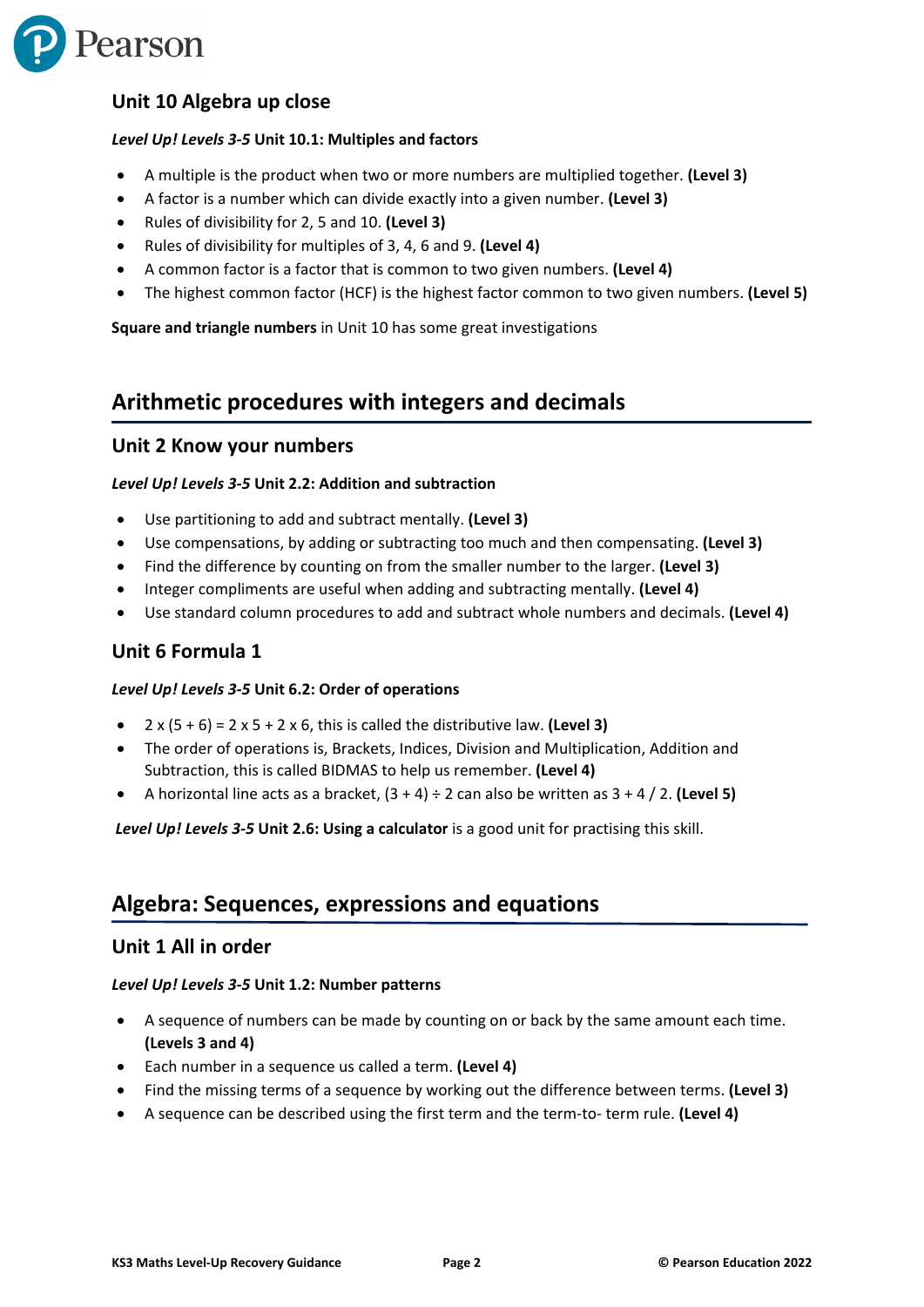### Unit 10 Algebra up close

***Level Up! Levels 3-5*** **Unit 10.1: Multiples and factors**

- A multiple is the product when two or more numbers are multiplied together. **(Level 3)**
- A factor is a number which can divide exactly into a given number. **(Level 3)**
- Rules of divisibility for 2, 5 and 10. **(Level 3)**
- Rules of divisibility for multiples of 3, 4, 6 and 9. **(Level 4)**
- A common factor is a factor that is common to two given numbers. **(Level 4)**
- The highest common factor (HCF) is the highest factor common to two given numbers. **(Level 5)**

**Square and triangle numbers** in Unit 10 has some great investigations

## Arithmetic procedures with integers and decimals

### Unit 2 Know your numbers

***Level Up! Levels 3-5*** **Unit 2.2: Addition and subtraction**

- Use partitioning to add and subtract mentally. **(Level 3)**
- Use compensations, by adding or subtracting too much and then compensating. **(Level 3)**
- Find the difference by counting on from the smaller number to the larger. **(Level 3)**
- Integer compliments are useful when adding and subtracting mentally. **(Level 4)**
- Use standard column procedures to add and subtract whole numbers and decimals. **(Level 4)**

### Unit 6 Formula 1

***Level Up! Levels 3-5*** **Unit 6.2: Order of operations**

- $2 \times (5 + 6) = 2 \times 5 + 2 \times 6$, this is called the distributive law. **(Level 3)**
- The order of operations is, Brackets, Indices, Division and Multiplication, Addition and Subtraction, this is called BIDMAS to help us remember. **(Level 4)**
- A horizontal line acts as a bracket, $(3 + 4) \div 2$ can also be written as $3 + 4 / 2$. **(Level 5)**

***Level Up! Levels 3-5*** **Unit 2.6: Using a calculator** is a good unit for practising this skill.

## Algebra: Sequences, expressions and equations

### Unit 1 All in order

***Level Up! Levels 3-5*** **Unit 1.2: Number patterns**

- A sequence of numbers can be made by counting on or back by the same amount each time. **(Levels 3 and 4)**
- Each number in a sequence us called a term. **(Level 4)**
- Find the missing terms of a sequence by working out the difference between terms. **(Level 3)**
- A sequence can be described using the first term and the term-to- term rule. **(Level 4)**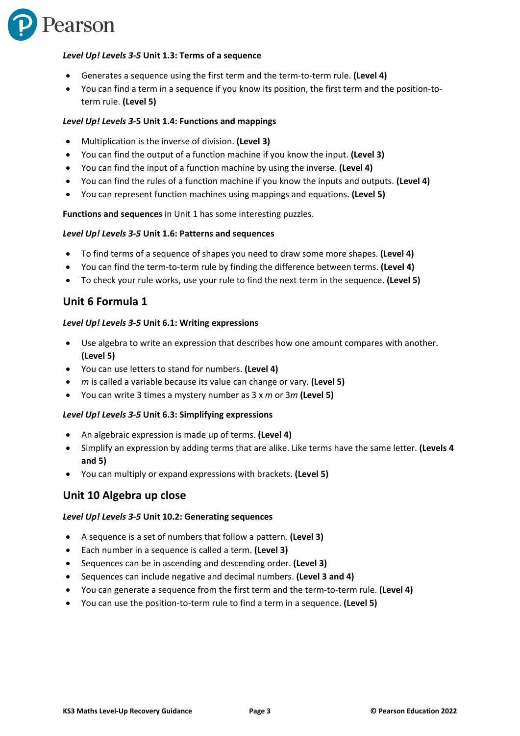***Level Up! Levels 3-5* Unit 1.3: Terms of a sequence**

- Generates a sequence using the first term and the term-to-term rule. **(Level 4)**
- You can find a term in a sequence if you know its position, the first term and the position-to-term rule. **(Level 5)**

***Level Up! Levels 3*-5 Unit 1.4: Functions and mappings**

- Multiplication is the inverse of division. **(Level 3)**
- You can find the output of a function machine if you know the input. **(Level 3)**
- You can find the input of a function machine by using the inverse. **(Level 4)**
- You can find the rules of a function machine if you know the inputs and outputs. **(Level 4)**
- You can represent function machines using mappings and equations. **(Level 5)**

**Functions and sequences** in Unit 1 has some interesting puzzles.

***Level Up! Levels 3-5* Unit 1.6: Patterns and sequences**

- To find terms of a sequence of shapes you need to draw some more shapes. **(Level 4)**
- You can find the term-to-term rule by finding the difference between terms. **(Level 4)**
- To check your rule works, use your rule to find the next term in the sequence. **(Level 5)**

## Unit 6 Formula 1

***Level Up! Levels 3-5* Unit 6.1: Writing expressions**

- Use algebra to write an expression that describes how one amount compares with another. **(Level 5)**
- You can use letters to stand for numbers. **(Level 4)**
- $m$ is called a variable because its value can change or vary. **(Level 5)**
- You can write 3 times a mystery number as $3 \times m$ or $3m$ **(Level 5)**

***Level Up! Levels 3-5* Unit 6.3: Simplifying expressions**

- An algebraic expression is made up of terms. **(Level 4)**
- Simplify an expression by adding terms that are alike. Like terms have the same letter. **(Levels 4 and 5)**
- You can multiply or expand expressions with brackets. **(Level 5)**

## Unit 10 Algebra up close

***Level Up! Levels 3-5* Unit 10.2: Generating sequences**

- A sequence is a set of numbers that follow a pattern. **(Level 3)**
- Each number in a sequence is called a term. **(Level 3)**
- Sequences can be in ascending and descending order. **(Level 3)**
- Sequences can include negative and decimal numbers. **(Level 3 and 4)**
- You can generate a sequence from the first term and the term-to-term rule. **(Level 4)**
- You can use the position-to-term rule to find a term in a sequence. **(Level 5)**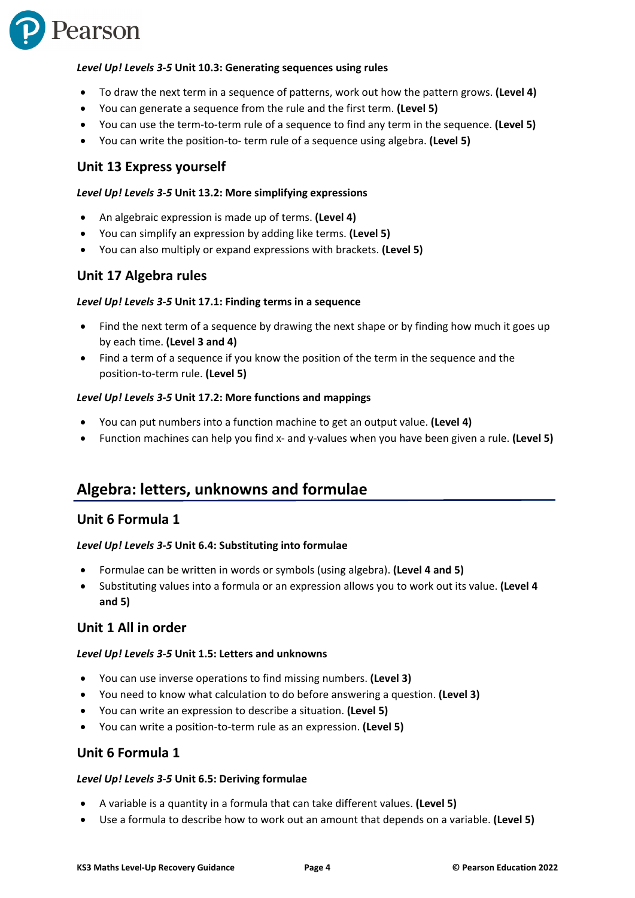***Level Up! Levels 3-5*** **Unit 10.3: Generating sequences using rules**

- To draw the next term in a sequence of patterns, work out how the pattern grows. **(Level 4)**
- You can generate a sequence from the rule and the first term. **(Level 5)**
- You can use the term-to-term rule of a sequence to find any term in the sequence. **(Level 5)**
- You can write the position-to- term rule of a sequence using algebra. **(Level 5)**

### Unit 13 Express yourself

***Level Up! Levels 3-5*** **Unit 13.2: More simplifying expressions**

- An algebraic expression is made up of terms. **(Level 4)**
- You can simplify an expression by adding like terms. **(Level 5)**
- You can also multiply or expand expressions with brackets. **(Level 5)**

### Unit 17 Algebra rules

***Level Up! Levels 3-5*** **Unit 17.1: Finding terms in a sequence**

- Find the next term of a sequence by drawing the next shape or by finding how much it goes up by each time. **(Level 3 and 4)**
- Find a term of a sequence if you know the position of the term in the sequence and the position-to-term rule. **(Level 5)**

***Level Up! Levels 3-5*** **Unit 17.2: More functions and mappings**

- You can put numbers into a function machine to get an output value. **(Level 4)**
- Function machines can help you find x- and y-values when you have been given a rule. **(Level 5)**

## Algebra: letters, unknowns and formulae

### Unit 6 Formula 1

***Level Up! Levels 3-5*** **Unit 6.4: Substituting into formulae**

- Formulae can be written in words or symbols (using algebra). **(Level 4 and 5)**
- Substituting values into a formula or an expression allows you to work out its value. **(Level 4 and 5)**

### Unit 1 All in order

***Level Up! Levels 3-5*** **Unit 1.5: Letters and unknowns**

- You can use inverse operations to find missing numbers. **(Level 3)**
- You need to know what calculation to do before answering a question. **(Level 3)**
- You can write an expression to describe a situation. **(Level 5)**
- You can write a position-to-term rule as an expression. **(Level 5)**

### Unit 6 Formula 1

***Level Up! Levels 3-5*** **Unit 6.5: Deriving formulae**

- A variable is a quantity in a formula that can take different values. **(Level 5)**
- Use a formula to describe how to work out an amount that depends on a variable. **(Level 5)**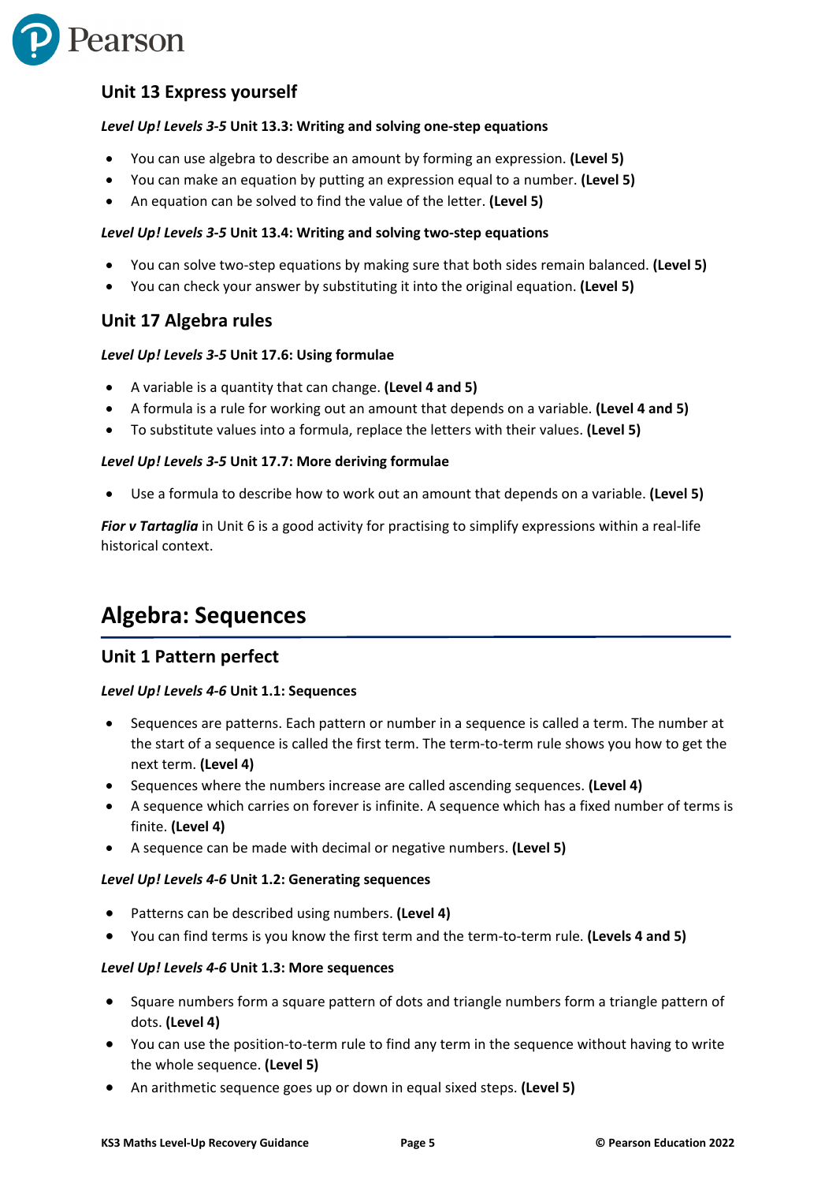## Unit 13 Express yourself

***Level Up! Levels 3-5*** **Unit 13.3: Writing and solving one-step equations**

- You can use algebra to describe an amount by forming an expression. **(Level 5)**
- You can make an equation by putting an expression equal to a number. **(Level 5)**
- An equation can be solved to find the value of the letter. **(Level 5)**

***Level Up! Levels 3-5*** **Unit 13.4: Writing and solving two-step equations**

- You can solve two-step equations by making sure that both sides remain balanced. **(Level 5)**
- You can check your answer by substituting it into the original equation. **(Level 5)**

## Unit 17 Algebra rules

***Level Up! Levels 3-5*** **Unit 17.6: Using formulae**

- A variable is a quantity that can change. **(Level 4 and 5)**
- A formula is a rule for working out an amount that depends on a variable. **(Level 4 and 5)**
- To substitute values into a formula, replace the letters with their values. **(Level 5)**

***Level Up! Levels 3-5*** **Unit 17.7: More deriving formulae**

- Use a formula to describe how to work out an amount that depends on a variable. **(Level 5)**

***Fior v Tartaglia*** in Unit 6 is a good activity for practising to simplify expressions within a real-life historical context.

# Algebra: Sequences

## Unit 1 Pattern perfect

***Level Up! Levels 4-6*** **Unit 1.1: Sequences**

- Sequences are patterns. Each pattern or number in a sequence is called a term. The number at the start of a sequence is called the first term. The term-to-term rule shows you how to get the next term. **(Level 4)**
- Sequences where the numbers increase are called ascending sequences. **(Level 4)**
- A sequence which carries on forever is infinite. A sequence which has a fixed number of terms is finite. **(Level 4)**
- A sequence can be made with decimal or negative numbers. **(Level 5)**

***Level Up! Levels 4-6*** **Unit 1.2: Generating sequences**

- Patterns can be described using numbers. **(Level 4)**
- You can find terms is you know the first term and the term-to-term rule. **(Levels 4 and 5)**

***Level Up! Levels 4-6*** **Unit 1.3: More sequences**

- Square numbers form a square pattern of dots and triangle numbers form a triangle pattern of dots. **(Level 4)**
- You can use the position-to-term rule to find any term in the sequence without having to write the whole sequence. **(Level 5)**
- An arithmetic sequence goes up or down in equal sixed steps. **(Level 5)**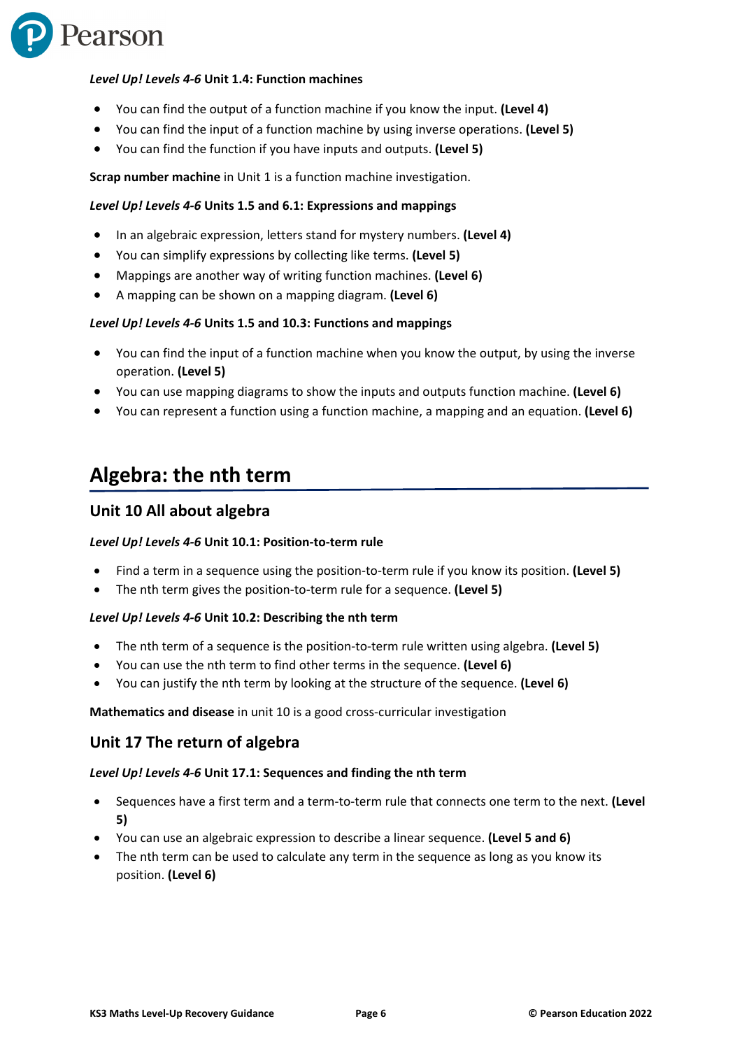***Level Up! Levels 4-6* Unit 1.4: Function machines**

- You can find the output of a function machine if you know the input. **(Level 4)**
- You can find the input of a function machine by using inverse operations. **(Level 5)**
- You can find the function if you have inputs and outputs. **(Level 5)**

**Scrap number machine** in Unit 1 is a function machine investigation.

***Level Up! Levels 4-6* Units 1.5 and 6.1: Expressions and mappings**

- In an algebraic expression, letters stand for mystery numbers. **(Level 4)**
- You can simplify expressions by collecting like terms. **(Level 5)**
- Mappings are another way of writing function machines. **(Level 6)**
- A mapping can be shown on a mapping diagram. **(Level 6)**

***Level Up! Levels 4-6* Units 1.5 and 10.3: Functions and mappings**

- You can find the input of a function machine when you know the output, by using the inverse operation. **(Level 5)**
- You can use mapping diagrams to show the inputs and outputs function machine. **(Level 6)**
- You can represent a function using a function machine, a mapping and an equation. **(Level 6)**

# Algebra: the nth term

## Unit 10 All about algebra

***Level Up! Levels 4-6* Unit 10.1: Position-to-term rule**

- Find a term in a sequence using the position-to-term rule if you know its position. **(Level 5)**
- The nth term gives the position-to-term rule for a sequence. **(Level 5)**

***Level Up! Levels 4-6* Unit 10.2: Describing the nth term**

- The nth term of a sequence is the position-to-term rule written using algebra. **(Level 5)**
- You can use the nth term to find other terms in the sequence. **(Level 6)**
- You can justify the nth term by looking at the structure of the sequence. **(Level 6)**

**Mathematics and disease** in unit 10 is a good cross-curricular investigation

## Unit 17 The return of algebra

***Level Up! Levels 4-6* Unit 17.1: Sequences and finding the nth term**

- Sequences have a first term and a term-to-term rule that connects one term to the next. **(Level 5)**
- You can use an algebraic expression to describe a linear sequence. **(Level 5 and 6)**
- The nth term can be used to calculate any term in the sequence as long as you know its position. **(Level 6)**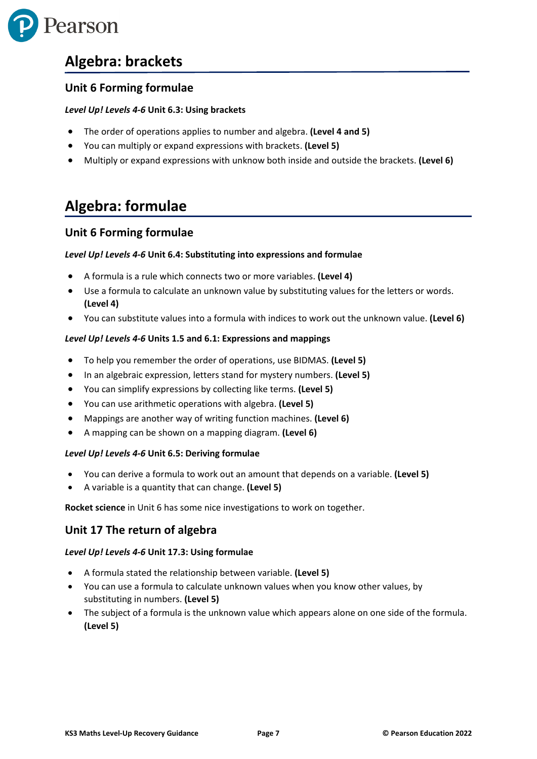# Algebra: brackets

## Unit 6 Forming formulae

***Level Up! Levels 4-6*** **Unit 6.3: Using brackets**

- The order of operations applies to number and algebra. **(Level 4 and 5)**
- You can multiply or expand expressions with brackets. **(Level 5)**
- Multiply or expand expressions with unknow both inside and outside the brackets. **(Level 6)**

# Algebra: formulae

## Unit 6 Forming formulae

***Level Up! Levels 4-6*** **Unit 6.4: Substituting into expressions and formulae**

- A formula is a rule which connects two or more variables. **(Level 4)**
- Use a formula to calculate an unknown value by substituting values for the letters or words. **(Level 4)**
- You can substitute values into a formula with indices to work out the unknown value. **(Level 6)**

***Level Up! Levels 4-6*** **Units 1.5 and 6.1: Expressions and mappings**

- To help you remember the order of operations, use BIDMAS. **(Level 5)**
- In an algebraic expression, letters stand for mystery numbers. **(Level 5)**
- You can simplify expressions by collecting like terms. **(Level 5)**
- You can use arithmetic operations with algebra. **(Level 5)**
- Mappings are another way of writing function machines. **(Level 6)**
- A mapping can be shown on a mapping diagram. **(Level 6)**

***Level Up! Levels 4-6*** **Unit 6.5: Deriving formulae**

- You can derive a formula to work out an amount that depends on a variable. **(Level 5)**
- A variable is a quantity that can change. **(Level 5)**

**Rocket science** in Unit 6 has some nice investigations to work on together.

## Unit 17 The return of algebra

***Level Up! Levels 4-6*** **Unit 17.3: Using formulae**

- A formula stated the relationship between variable. **(Level 5)**
- You can use a formula to calculate unknown values when you know other values, by substituting in numbers. **(Level 5)**
- The subject of a formula is the unknown value which appears alone on one side of the formula. **(Level 5)**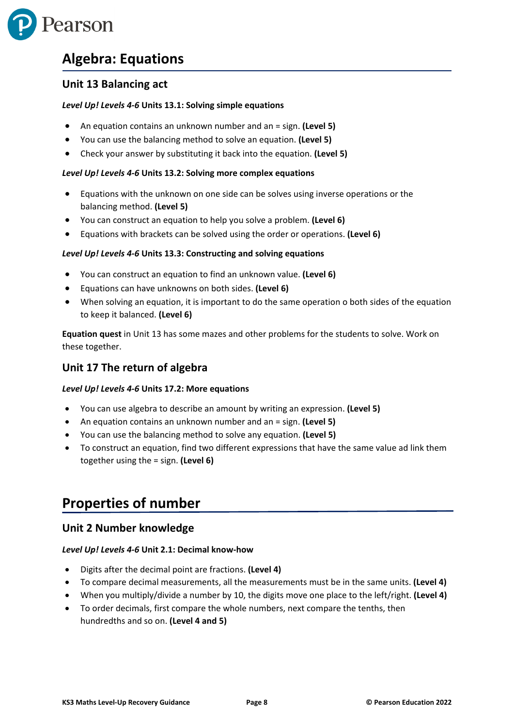# Algebra: Equations

## Unit 13 Balancing act

***Level Up! Levels 4-6*** **Units 13.1: Solving simple equations**

- An equation contains an unknown number and an = sign. **(Level 5)**
- You can use the balancing method to solve an equation. **(Level 5)**
- Check your answer by substituting it back into the equation. **(Level 5)**

***Level Up! Levels 4-6*** **Units 13.2: Solving more complex equations**

- Equations with the unknown on one side can be solves using inverse operations or the balancing method. **(Level 5)**
- You can construct an equation to help you solve a problem. **(Level 6)**
- Equations with brackets can be solved using the order or operations. **(Level 6)**

***Level Up! Levels 4-6*** **Units 13.3: Constructing and solving equations**

- You can construct an equation to find an unknown value. **(Level 6)**
- Equations can have unknowns on both sides. **(Level 6)**
- When solving an equation, it is important to do the same operation o both sides of the equation to keep it balanced. **(Level 6)**

**Equation quest** in Unit 13 has some mazes and other problems for the students to solve. Work on these together.

## Unit 17 The return of algebra

***Level Up! Levels 4-6*** **Units 17.2: More equations**

- You can use algebra to describe an amount by writing an expression. **(Level 5)**
- An equation contains an unknown number and an = sign. **(Level 5)**
- You can use the balancing method to solve any equation. **(Level 5)**
- To construct an equation, find two different expressions that have the same value ad link them together using the = sign. **(Level 6)**

# Properties of number

## Unit 2 Number knowledge

***Level Up! Levels 4-6*** **Unit 2.1: Decimal know-how**

- Digits after the decimal point are fractions. **(Level 4)**
- To compare decimal measurements, all the measurements must be in the same units. **(Level 4)**
- When you multiply/divide a number by 10, the digits move one place to the left/right. **(Level 4)**
- To order decimals, first compare the whole numbers, next compare the tenths, then hundredths and so on. **(Level 4 and 5)**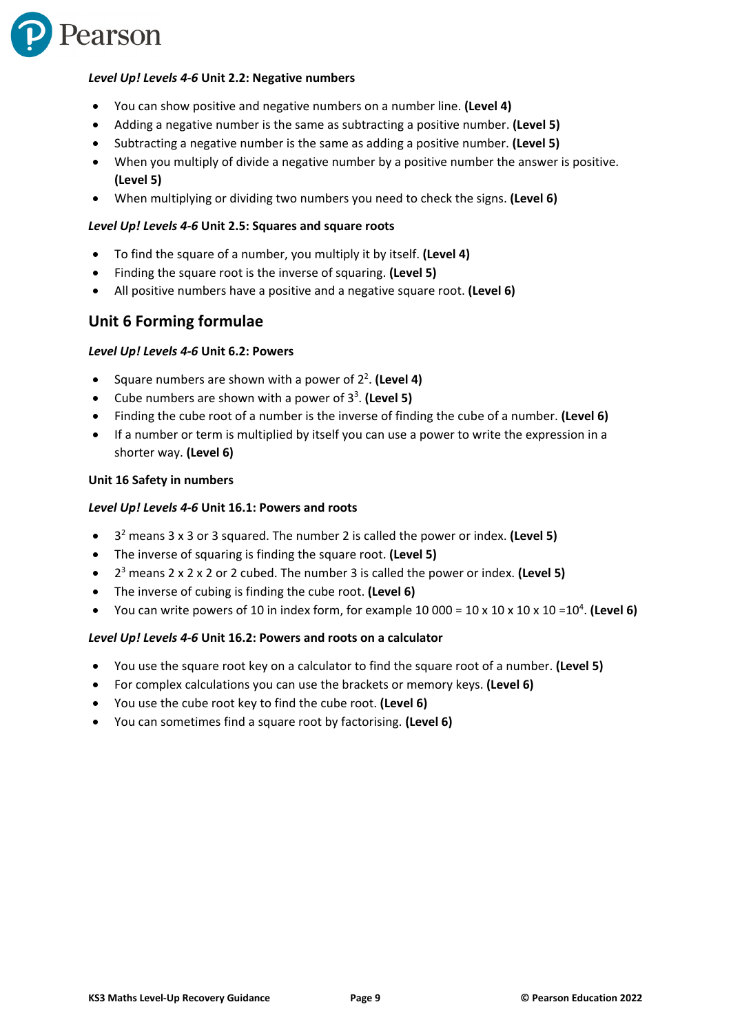### *Level Up! Levels 4-6* Unit 2.2: Negative numbers

- You can show positive and negative numbers on a number line. **(Level 4)**
- Adding a negative number is the same as subtracting a positive number. **(Level 5)**
- Subtracting a negative number is the same as adding a positive number. **(Level 5)**
- When you multiply of divide a negative number by a positive number the answer is positive. **(Level 5)**
- When multiplying or dividing two numbers you need to check the signs. **(Level 6)**

### *Level Up! Levels 4-6* Unit 2.5: Squares and square roots

- To find the square of a number, you multiply it by itself. **(Level 4)**
- Finding the square root is the inverse of squaring. **(Level 5)**
- All positive numbers have a positive and a negative square root. **(Level 6)**

## Unit 6 Forming formulae

### *Level Up! Levels 4-6* Unit 6.2: Powers

- Square numbers are shown with a power of $2^2$. **(Level 4)**
- Cube numbers are shown with a power of $3^3$. **(Level 5)**
- Finding the cube root of a number is the inverse of finding the cube of a number. **(Level 6)**
- If a number or term is multiplied by itself you can use a power to write the expression in a shorter way. **(Level 6)**

### Unit 16 Safety in numbers

### *Level Up! Levels 4-6* Unit 16.1: Powers and roots

- $3^2$ means 3 x 3 or 3 squared. The number 2 is called the power or index. **(Level 5)**
- The inverse of squaring is finding the square root. **(Level 5)**
- $2^3$ means 2 x 2 x 2 or 2 cubed. The number 3 is called the power or index. **(Level 5)**
- The inverse of cubing is finding the cube root. **(Level 6)**
- You can write powers of 10 in index form, for example 10 000 = 10 x 10 x 10 x 10 =$10^4$. **(Level 6)**

### *Level Up! Levels 4-6* Unit 16.2: Powers and roots on a calculator

- You use the square root key on a calculator to find the square root of a number. **(Level 5)**
- For complex calculations you can use the brackets or memory keys. **(Level 6)**
- You use the cube root key to find the cube root. **(Level 6)**
- You can sometimes find a square root by factorising. **(Level 6)**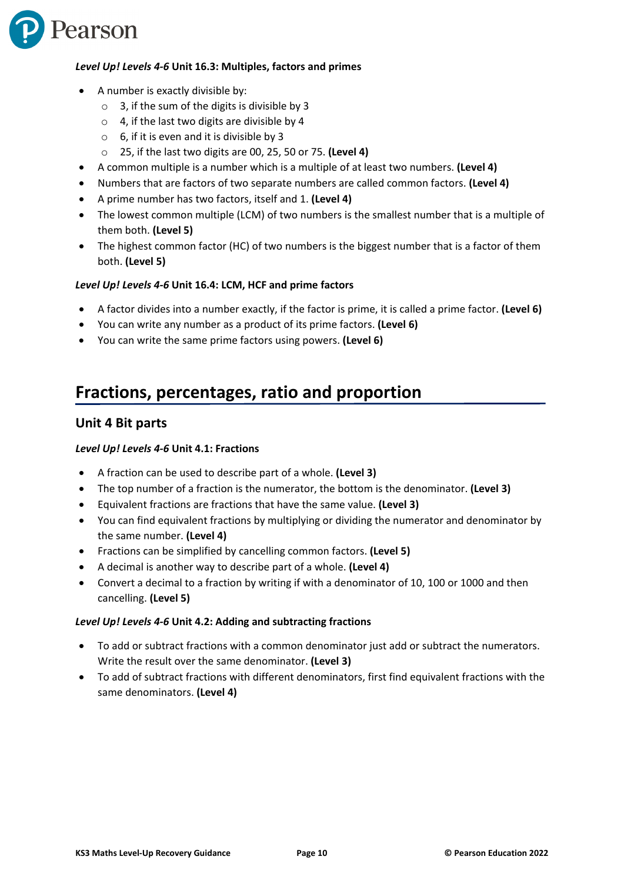***Level Up! Levels 4-6*** **Unit 16.3: Multiples, factors and primes**

- A number is exactly divisible by:
  - 3, if the sum of the digits is divisible by 3
  - 4, if the last two digits are divisible by 4
  - 6, if it is even and it is divisible by 3
  - 25, if the last two digits are 00, 25, 50 or 75. **(Level 4)**
- A common multiple is a number which is a multiple of at least two numbers. **(Level 4)**
- Numbers that are factors of two separate numbers are called common factors. **(Level 4)**
- A prime number has two factors, itself and 1. **(Level 4)**
- The lowest common multiple (LCM) of two numbers is the smallest number that is a multiple of them both. **(Level 5)**
- The highest common factor (HC) of two numbers is the biggest number that is a factor of them both. **(Level 5)**

***Level Up! Levels 4-6*** **Unit 16.4: LCM, HCF and prime factors**

- A factor divides into a number exactly, if the factor is prime, it is called a prime factor. **(Level 6)**
- You can write any number as a product of its prime factors. **(Level 6)**
- You can write the same prime factors using powers. **(Level 6)**

# Fractions, percentages, ratio and proportion

## Unit 4 Bit parts

***Level Up! Levels 4-6*** **Unit 4.1: Fractions**

- A fraction can be used to describe part of a whole. **(Level 3)**
- The top number of a fraction is the numerator, the bottom is the denominator. **(Level 3)**
- Equivalent fractions are fractions that have the same value. **(Level 3)**
- You can find equivalent fractions by multiplying or dividing the numerator and denominator by the same number. **(Level 4)**
- Fractions can be simplified by cancelling common factors. **(Level 5)**
- A decimal is another way to describe part of a whole. **(Level 4)**
- Convert a decimal to a fraction by writing if with a denominator of 10, 100 or 1000 and then cancelling. **(Level 5)**

***Level Up! Levels 4-6*** **Unit 4.2: Adding and subtracting fractions**

- To add or subtract fractions with a common denominator just add or subtract the numerators. Write the result over the same denominator. **(Level 3)**
- To add of subtract fractions with different denominators, first find equivalent fractions with the same denominators. **(Level 4)**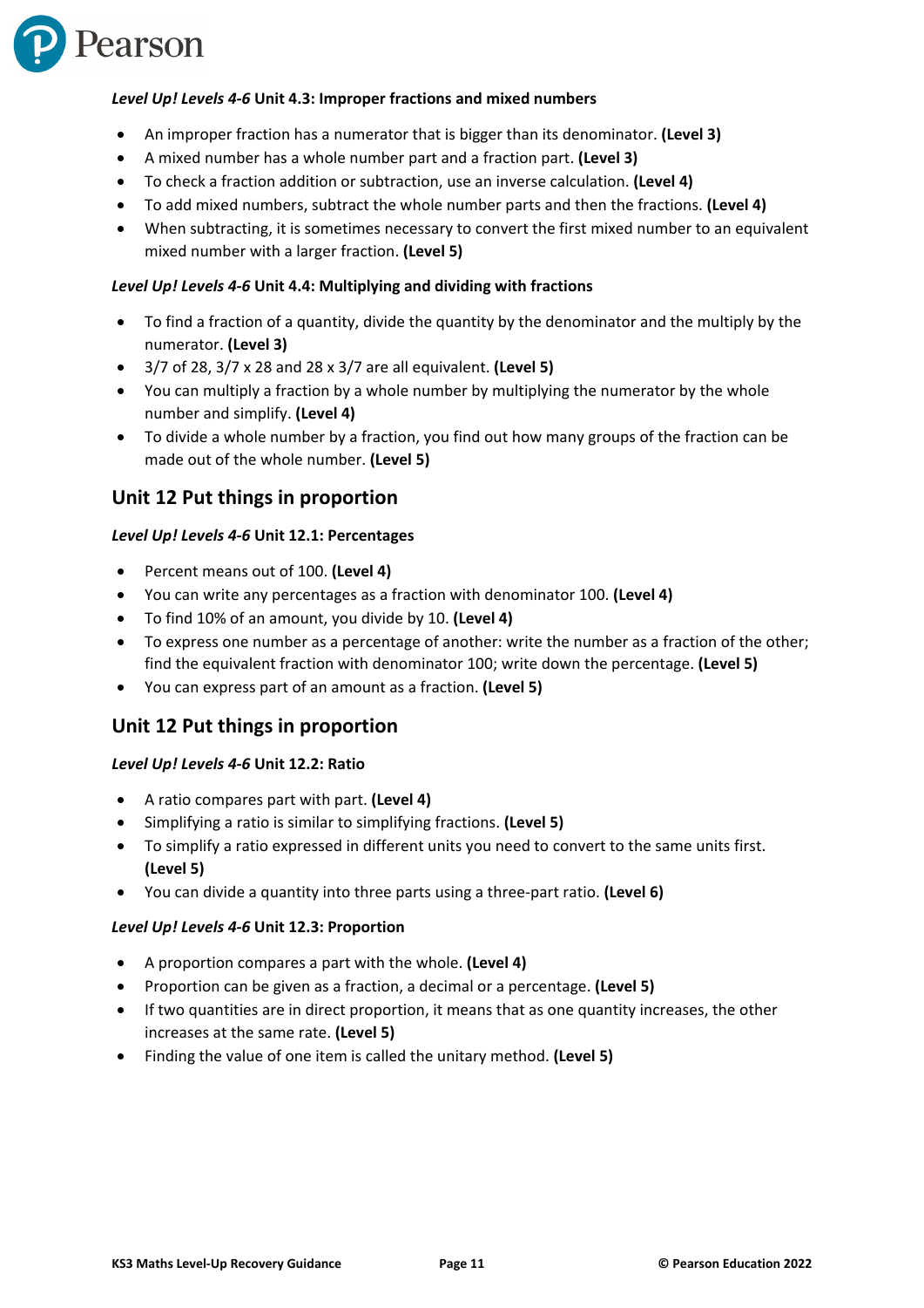***Level Up! Levels 4-6* Unit 4.3: Improper fractions and mixed numbers**

- An improper fraction has a numerator that is bigger than its denominator. **(Level 3)**
- A mixed number has a whole number part and a fraction part. **(Level 3)**
- To check a fraction addition or subtraction, use an inverse calculation. **(Level 4)**
- To add mixed numbers, subtract the whole number parts and then the fractions. **(Level 4)**
- When subtracting, it is sometimes necessary to convert the first mixed number to an equivalent mixed number with a larger fraction. **(Level 5)**

***Level Up! Levels 4-6* Unit 4.4: Multiplying and dividing with fractions**

- To find a fraction of a quantity, divide the quantity by the denominator and the multiply by the numerator. **(Level 3)**
- 3/7 of 28, 3/7 x 28 and 28 x 3/7 are all equivalent. **(Level 5)**
- You can multiply a fraction by a whole number by multiplying the numerator by the whole number and simplify. **(Level 4)**
- To divide a whole number by a fraction, you find out how many groups of the fraction can be made out of the whole number. **(Level 5)**

## Unit 12 Put things in proportion

***Level Up! Levels 4-6* Unit 12.1: Percentages**

- Percent means out of 100. **(Level 4)**
- You can write any percentages as a fraction with denominator 100. **(Level 4)**
- To find 10% of an amount, you divide by 10. **(Level 4)**
- To express one number as a percentage of another: write the number as a fraction of the other; find the equivalent fraction with denominator 100; write down the percentage. **(Level 5)**
- You can express part of an amount as a fraction. **(Level 5)**

## Unit 12 Put things in proportion

***Level Up! Levels 4-6* Unit 12.2: Ratio**

- A ratio compares part with part. **(Level 4)**
- Simplifying a ratio is similar to simplifying fractions. **(Level 5)**
- To simplify a ratio expressed in different units you need to convert to the same units first. **(Level 5)**
- You can divide a quantity into three parts using a three-part ratio. **(Level 6)**

***Level Up! Levels 4-6* Unit 12.3: Proportion**

- A proportion compares a part with the whole. **(Level 4)**
- Proportion can be given as a fraction, a decimal or a percentage. **(Level 5)**
- If two quantities are in direct proportion, it means that as one quantity increases, the other increases at the same rate. **(Level 5)**
- Finding the value of one item is called the unitary method. **(Level 5)**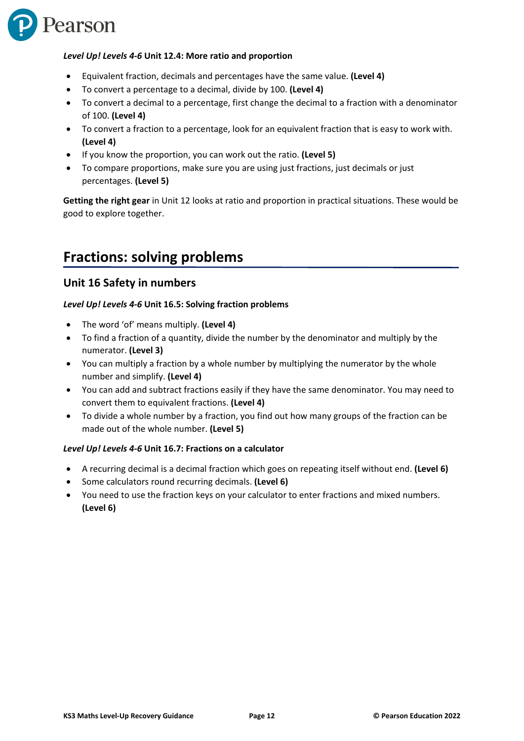***Level Up! Levels 4-6* Unit 12.4: More ratio and proportion**

- Equivalent fraction, decimals and percentages have the same value. **(Level 4)**
- To convert a percentage to a decimal, divide by 100. **(Level 4)**
- To convert a decimal to a percentage, first change the decimal to a fraction with a denominator of 100. **(Level 4)**
- To convert a fraction to a percentage, look for an equivalent fraction that is easy to work with. **(Level 4)**
- If you know the proportion, you can work out the ratio. **(Level 5)**
- To compare proportions, make sure you are using just fractions, just decimals or just percentages. **(Level 5)**

**Getting the right gear** in Unit 12 looks at ratio and proportion in practical situations. These would be good to explore together.

## Fractions: solving problems

### Unit 16 Safety in numbers

***Level Up! Levels 4-6* Unit 16.5: Solving fraction problems**

- The word 'of' means multiply. **(Level 4)**
- To find a fraction of a quantity, divide the number by the denominator and multiply by the numerator. **(Level 3)**
- You can multiply a fraction by a whole number by multiplying the numerator by the whole number and simplify. **(Level 4)**
- You can add and subtract fractions easily if they have the same denominator. You may need to convert them to equivalent fractions. **(Level 4)**
- To divide a whole number by a fraction, you find out how many groups of the fraction can be made out of the whole number. **(Level 5)**

***Level Up! Levels 4-6* Unit 16.7: Fractions on a calculator**

- A recurring decimal is a decimal fraction which goes on repeating itself without end. **(Level 6)**
- Some calculators round recurring decimals. **(Level 6)**
- You need to use the fraction keys on your calculator to enter fractions and mixed numbers. **(Level 6)**